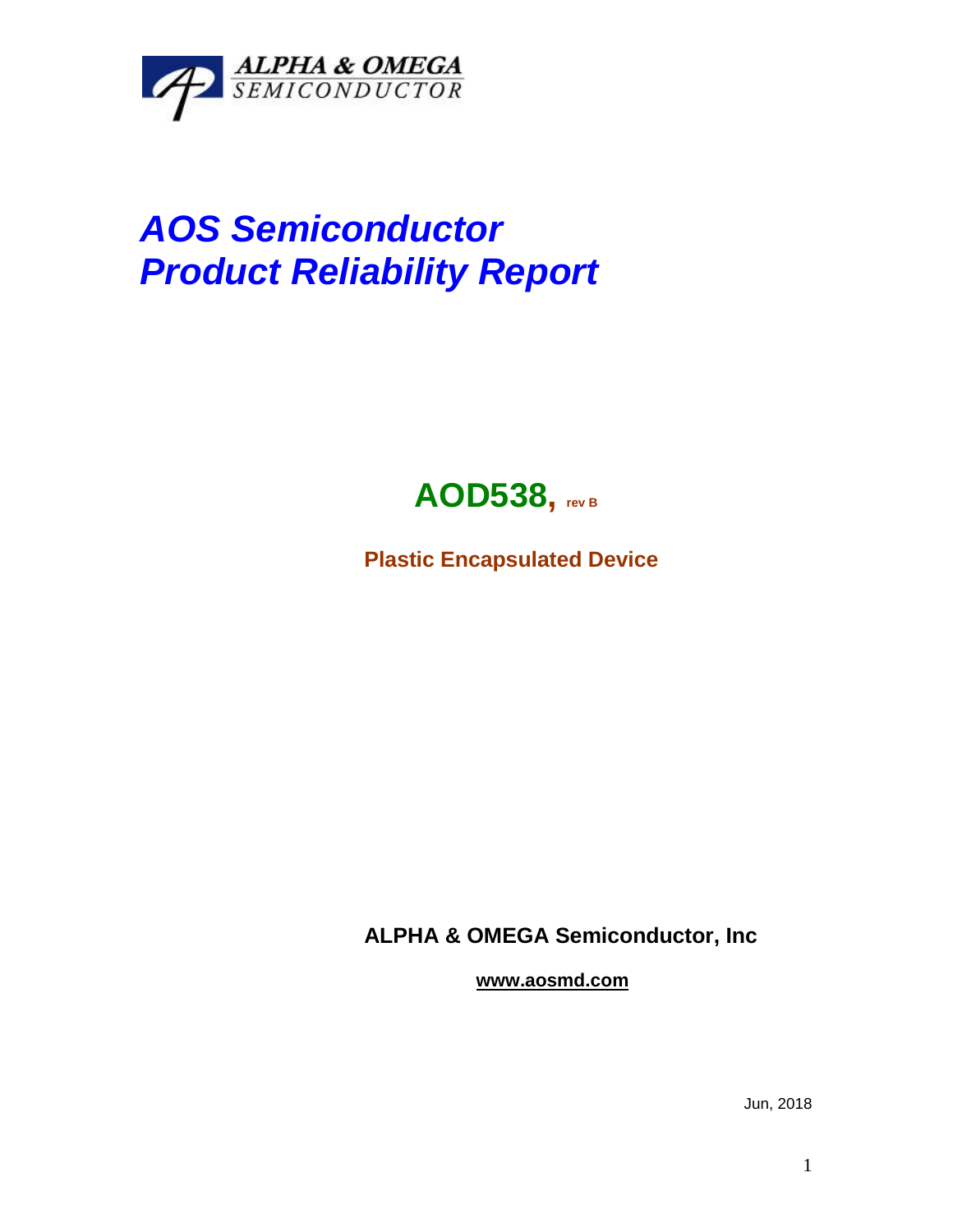ALPHA & OMEGA SEMICONDUCTOR

# *AOS Semiconductor Product Reliability Report*

## AOD538, rev B

**Plastic Encapsulated Device**

**ALPHA & OMEGA Semiconductor, Inc**

**www.aosmd.com**

Jun, 2018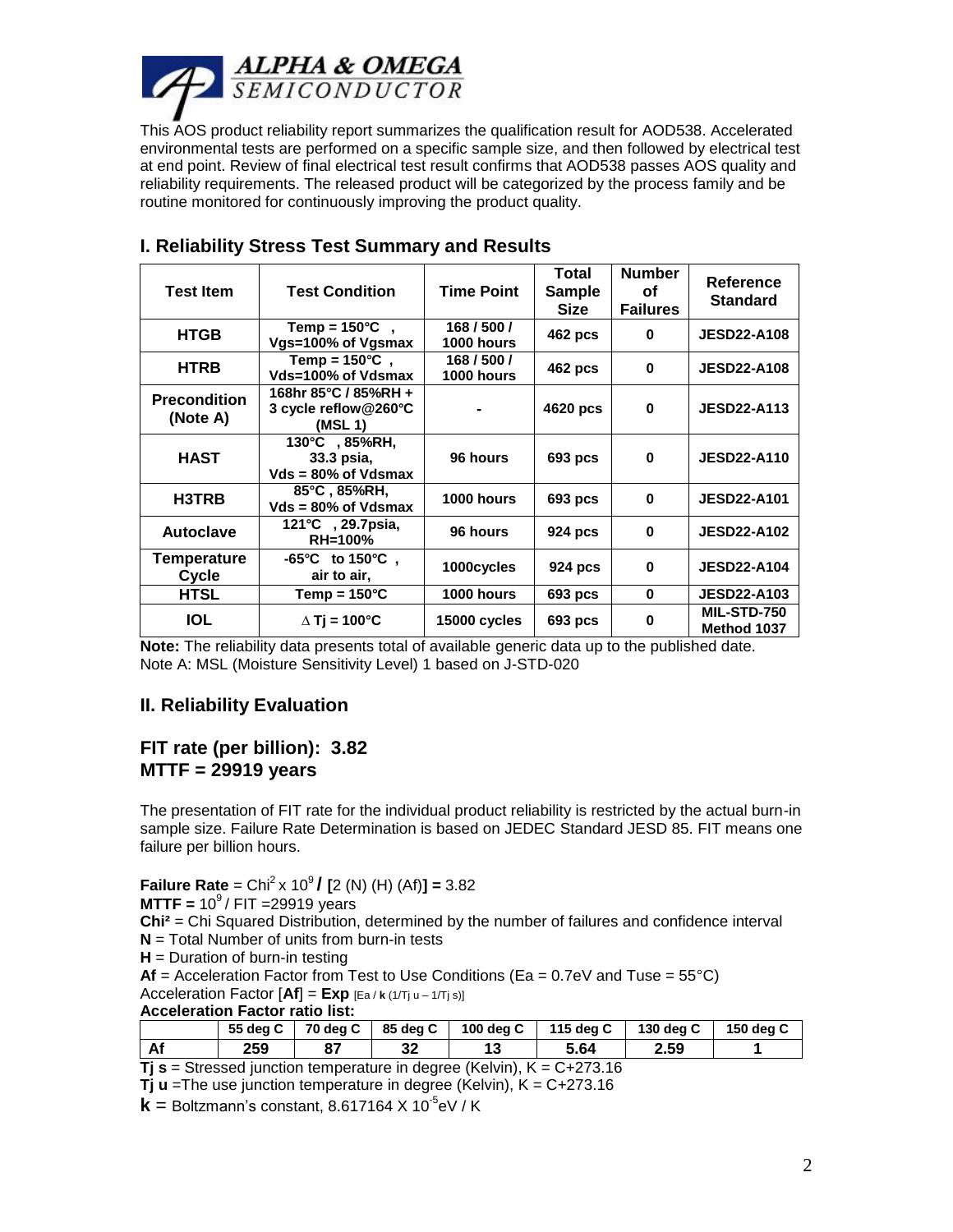ALPHA & OMEGA SEMICONDUCTOR

This AOS product reliability report summarizes the qualification result for AOD538. Accelerated environmental tests are performed on a specific sample size, and then followed by electrical test at end point. Review of final electrical test result confirms that AOD538 passes AOS quality and reliability requirements. The released product will be categorized by the process family and be routine monitored for continuously improving the product quality.

## I. Reliability Stress Test Summary and Results

| Test Item | Test Condition | Time Point | Total Sample Size | Number of Failures | Reference Standard |
|---|---|---|---|---|---|
| HTGB | Temp = 150°C , Vgs=100% of Vgsmax | 168 / 500 / 1000 hours | 462 pcs | 0 | JESD22-A108 |
| HTRB | Temp = 150°C , Vds=100% of Vdsmax | 168 / 500 / 1000 hours | 462 pcs | 0 | JESD22-A108 |
| Precondition (Note A) | 168hr 85°C / 85%RH + 3 cycle reflow@260°C (MSL 1) | - | 4620 pcs | 0 | JESD22-A113 |
| HAST | 130°C , 85%RH, 33.3 psia, Vds = 80% of Vdsmax | 96 hours | 693 pcs | 0 | JESD22-A110 |
| H3TRB | 85°C , 85%RH, Vds = 80% of Vdsmax | 1000 hours | 693 pcs | 0 | JESD22-A101 |
| Autoclave | 121°C , 29.7psia, RH=100% | 96 hours | 924 pcs | 0 | JESD22-A102 |
| Temperature Cycle | -65°C to 150°C , air to air, | 1000cycles | 924 pcs | 0 | JESD22-A104 |
| HTSL | Temp = 150°C | 1000 hours | 693 pcs | 0 | JESD22-A103 |
| IOL | $\Delta$ Tj = 100°C | 15000 cycles | 693 pcs | 0 | MIL-STD-750 Method 1037 |

**Note:** The reliability data presents total of available generic data up to the published date.
Note A: MSL (Moisture Sensitivity Level) 1 based on J-STD-020

## II. Reliability Evaluation

### FIT rate (per billion): 3.82
### MTTF = 29919 years

The presentation of FIT rate for the individual product reliability is restricted by the actual burn-in sample size. Failure Rate Determination is based on JEDEC Standard JESD 85. FIT means one failure per billion hours.

**Failure Rate** = $Chi^2 \times 10^9$ **/ [**2 (N) (H) (Af)**] =** 3.82

**MTTF =** $10^9$ / FIT =29919 years

**Chi²** = Chi Squared Distribution, determined by the number of failures and confidence interval

**N** = Total Number of units from burn-in tests

**H** = Duration of burn-in testing

**Af** = Acceleration Factor from Test to Use Conditions (Ea = 0.7eV and Tuse = 55°C)

Acceleration Factor [**Af**] = **Exp** [Ea / **k** (1/Tj u – 1/Tj s)]

**Acceleration Factor ratio list:**

| | 55 deg C | 70 deg C | 85 deg C | 100 deg C | 115 deg C | 130 deg C | 150 deg C |
|---|---|---|---|---|---|---|---|
| Af | 259 | 87 | 32 | 13 | 5.64 | 2.59 | 1 |

**Tj s** = Stressed junction temperature in degree (Kelvin), K = C+273.16

**Tj u** =The use junction temperature in degree (Kelvin), K = C+273.16

**k** = Boltzmann's constant, 8.617164 X $10^{-5}$eV / K